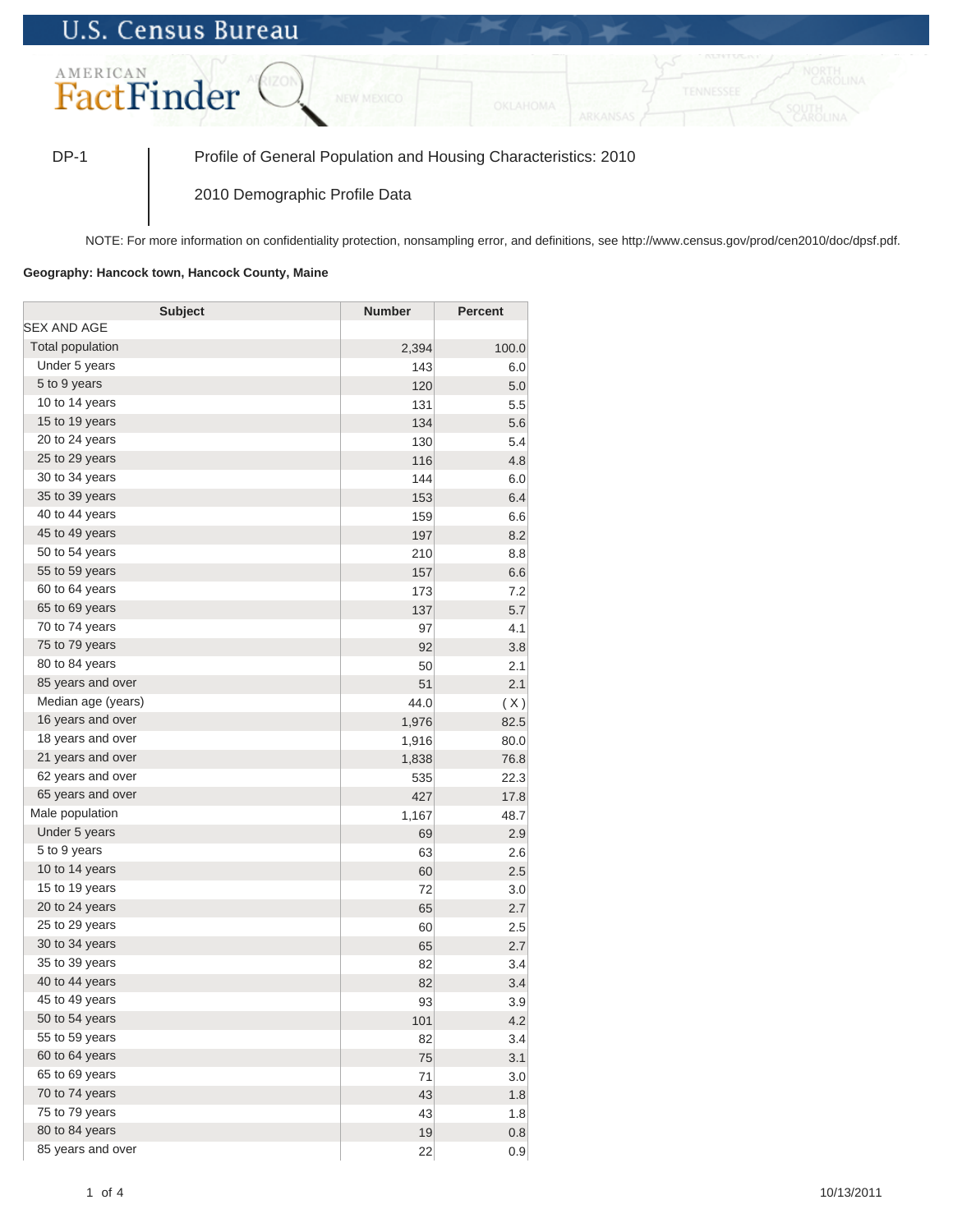U.S. Census Bureau

AMERICAN FactFinder

DP-1 | Profile of General Population and Housing Characteristics: 2010

2010 Demographic Profile Data

NOTE: For more information on confidentiality protection, nonsampling error, and definitions, see http://www.census.gov/prod/cen2010/doc/dpsf.pdf.

**Geography: Hancock town, Hancock County, Maine**

| Subject | Number | Percent |
|---|---|---|
| SEX AND AGE | | |
| Total population | 2,394 | 100.0 |
| Under 5 years | 143 | 6.0 |
| 5 to 9 years | 120 | 5.0 |
| 10 to 14 years | 131 | 5.5 |
| 15 to 19 years | 134 | 5.6 |
| 20 to 24 years | 130 | 5.4 |
| 25 to 29 years | 116 | 4.8 |
| 30 to 34 years | 144 | 6.0 |
| 35 to 39 years | 153 | 6.4 |
| 40 to 44 years | 159 | 6.6 |
| 45 to 49 years | 197 | 8.2 |
| 50 to 54 years | 210 | 8.8 |
| 55 to 59 years | 157 | 6.6 |
| 60 to 64 years | 173 | 7.2 |
| 65 to 69 years | 137 | 5.7 |
| 70 to 74 years | 97 | 4.1 |
| 75 to 79 years | 92 | 3.8 |
| 80 to 84 years | 50 | 2.1 |
| 85 years and over | 51 | 2.1 |
| Median age (years) | 44.0 | ( X ) |
| 16 years and over | 1,976 | 82.5 |
| 18 years and over | 1,916 | 80.0 |
| 21 years and over | 1,838 | 76.8 |
| 62 years and over | 535 | 22.3 |
| 65 years and over | 427 | 17.8 |
| Male population | 1,167 | 48.7 |
| Under 5 years | 69 | 2.9 |
| 5 to 9 years | 63 | 2.6 |
| 10 to 14 years | 60 | 2.5 |
| 15 to 19 years | 72 | 3.0 |
| 20 to 24 years | 65 | 2.7 |
| 25 to 29 years | 60 | 2.5 |
| 30 to 34 years | 65 | 2.7 |
| 35 to 39 years | 82 | 3.4 |
| 40 to 44 years | 82 | 3.4 |
| 45 to 49 years | 93 | 3.9 |
| 50 to 54 years | 101 | 4.2 |
| 55 to 59 years | 82 | 3.4 |
| 60 to 64 years | 75 | 3.1 |
| 65 to 69 years | 71 | 3.0 |
| 70 to 74 years | 43 | 1.8 |
| 75 to 79 years | 43 | 1.8 |
| 80 to 84 years | 19 | 0.8 |
| 85 years and over | 22 | 0.9 |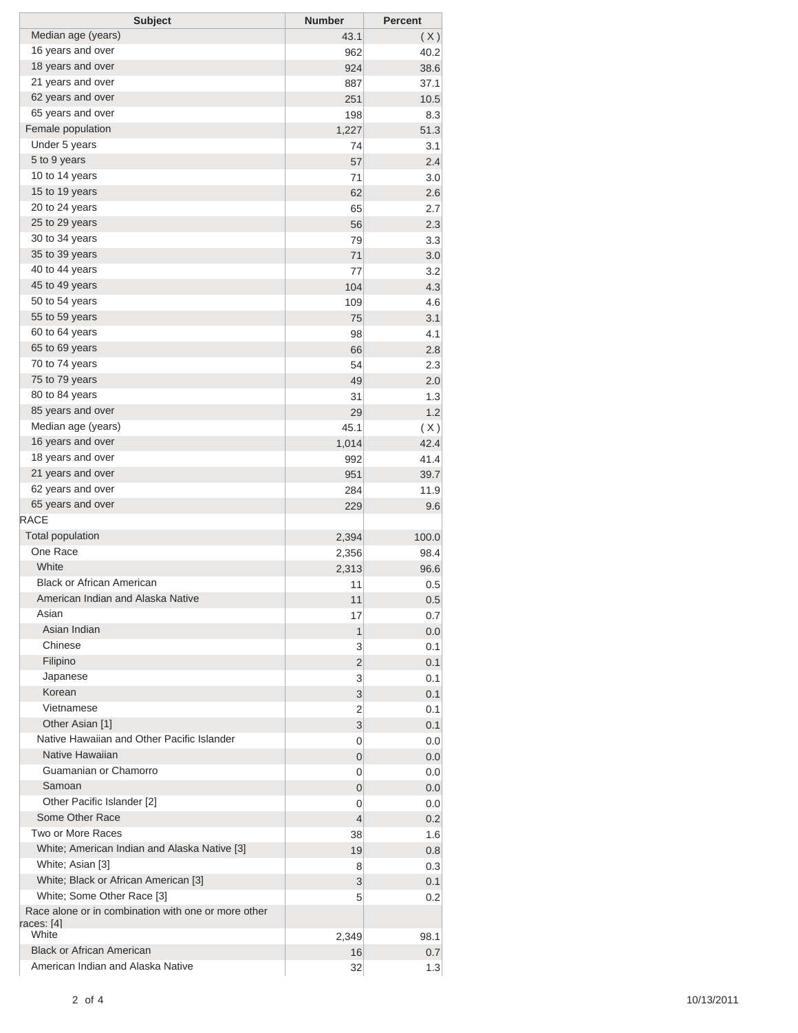| Subject | Number | Percent |
|---|---|---|
| Median age (years) | 43.1 | ( X ) |
| 16 years and over | 962 | 40.2 |
| 18 years and over | 924 | 38.6 |
| 21 years and over | 887 | 37.1 |
| 62 years and over | 251 | 10.5 |
| 65 years and over | 198 | 8.3 |
| Female population | 1,227 | 51.3 |
| Under 5 years | 74 | 3.1 |
| 5 to 9 years | 57 | 2.4 |
| 10 to 14 years | 71 | 3.0 |
| 15 to 19 years | 62 | 2.6 |
| 20 to 24 years | 65 | 2.7 |
| 25 to 29 years | 56 | 2.3 |
| 30 to 34 years | 79 | 3.3 |
| 35 to 39 years | 71 | 3.0 |
| 40 to 44 years | 77 | 3.2 |
| 45 to 49 years | 104 | 4.3 |
| 50 to 54 years | 109 | 4.6 |
| 55 to 59 years | 75 | 3.1 |
| 60 to 64 years | 98 | 4.1 |
| 65 to 69 years | 66 | 2.8 |
| 70 to 74 years | 54 | 2.3 |
| 75 to 79 years | 49 | 2.0 |
| 80 to 84 years | 31 | 1.3 |
| 85 years and over | 29 | 1.2 |
| Median age (years) | 45.1 | ( X ) |
| 16 years and over | 1,014 | 42.4 |
| 18 years and over | 992 | 41.4 |
| 21 years and over | 951 | 39.7 |
| 62 years and over | 284 | 11.9 |
| 65 years and over | 229 | 9.6 |
| RACE | | |
| Total population | 2,394 | 100.0 |
| One Race | 2,356 | 98.4 |
| White | 2,313 | 96.6 |
| Black or African American | 11 | 0.5 |
| American Indian and Alaska Native | 11 | 0.5 |
| Asian | 17 | 0.7 |
| Asian Indian | 1 | 0.0 |
| Chinese | 3 | 0.1 |
| Filipino | 2 | 0.1 |
| Japanese | 3 | 0.1 |
| Korean | 3 | 0.1 |
| Vietnamese | 2 | 0.1 |
| Other Asian [1] | 3 | 0.1 |
| Native Hawaiian and Other Pacific Islander | 0 | 0.0 |
| Native Hawaiian | 0 | 0.0 |
| Guamanian or Chamorro | 0 | 0.0 |
| Samoan | 0 | 0.0 |
| Other Pacific Islander [2] | 0 | 0.0 |
| Some Other Race | 4 | 0.2 |
| Two or More Races | 38 | 1.6 |
| White; American Indian and Alaska Native [3] | 19 | 0.8 |
| White; Asian [3] | 8 | 0.3 |
| White; Black or African American [3] | 3 | 0.1 |
| White; Some Other Race [3] | 5 | 0.2 |
| Race alone or in combination with one or more other races: [4] | | |
| White | 2,349 | 98.1 |
| Black or African American | 16 | 0.7 |
| American Indian and Alaska Native | 32 | 1.3 |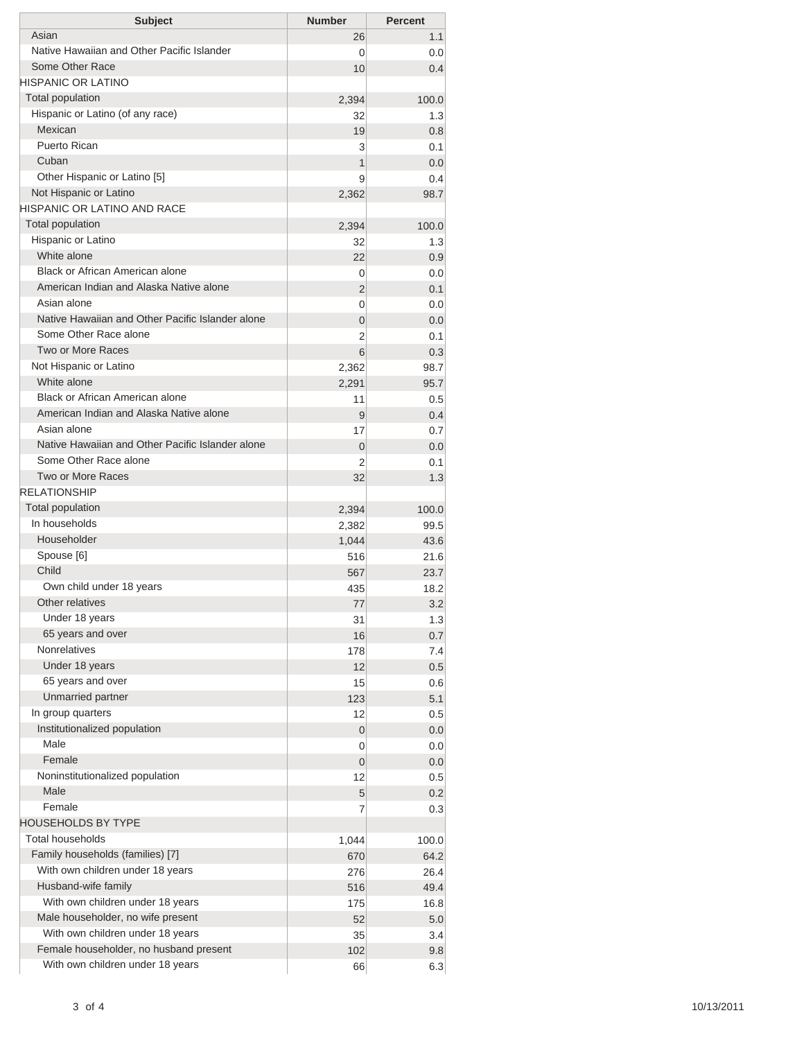| Subject | Number | Percent |
|---|---|---|
| Asian | 26 | 1.1 |
| Native Hawaiian and Other Pacific Islander | 0 | 0.0 |
| Some Other Race | 10 | 0.4 |
| HISPANIC OR LATINO | | |
| Total population | 2,394 | 100.0 |
| Hispanic or Latino (of any race) | 32 | 1.3 |
| Mexican | 19 | 0.8 |
| Puerto Rican | 3 | 0.1 |
| Cuban | 1 | 0.0 |
| Other Hispanic or Latino [5] | 9 | 0.4 |
| Not Hispanic or Latino | 2,362 | 98.7 |
| HISPANIC OR LATINO AND RACE | | |
| Total population | 2,394 | 100.0 |
| Hispanic or Latino | 32 | 1.3 |
| White alone | 22 | 0.9 |
| Black or African American alone | 0 | 0.0 |
| American Indian and Alaska Native alone | 2 | 0.1 |
| Asian alone | 0 | 0.0 |
| Native Hawaiian and Other Pacific Islander alone | 0 | 0.0 |
| Some Other Race alone | 2 | 0.1 |
| Two or More Races | 6 | 0.3 |
| Not Hispanic or Latino | 2,362 | 98.7 |
| White alone | 2,291 | 95.7 |
| Black or African American alone | 11 | 0.5 |
| American Indian and Alaska Native alone | 9 | 0.4 |
| Asian alone | 17 | 0.7 |
| Native Hawaiian and Other Pacific Islander alone | 0 | 0.0 |
| Some Other Race alone | 2 | 0.1 |
| Two or More Races | 32 | 1.3 |
| RELATIONSHIP | | |
| Total population | 2,394 | 100.0 |
| In households | 2,382 | 99.5 |
| Householder | 1,044 | 43.6 |
| Spouse [6] | 516 | 21.6 |
| Child | 567 | 23.7 |
| Own child under 18 years | 435 | 18.2 |
| Other relatives | 77 | 3.2 |
| Under 18 years | 31 | 1.3 |
| 65 years and over | 16 | 0.7 |
| Nonrelatives | 178 | 7.4 |
| Under 18 years | 12 | 0.5 |
| 65 years and over | 15 | 0.6 |
| Unmarried partner | 123 | 5.1 |
| In group quarters | 12 | 0.5 |
| Institutionalized population | 0 | 0.0 |
| Male | 0 | 0.0 |
| Female | 0 | 0.0 |
| Noninstitutionalized population | 12 | 0.5 |
| Male | 5 | 0.2 |
| Female | 7 | 0.3 |
| HOUSEHOLDS BY TYPE | | |
| Total households | 1,044 | 100.0 |
| Family households (families) [7] | 670 | 64.2 |
| With own children under 18 years | 276 | 26.4 |
| Husband-wife family | 516 | 49.4 |
| With own children under 18 years | 175 | 16.8 |
| Male householder, no wife present | 52 | 5.0 |
| With own children under 18 years | 35 | 3.4 |
| Female householder, no husband present | 102 | 9.8 |
| With own children under 18 years | 66 | 6.3 |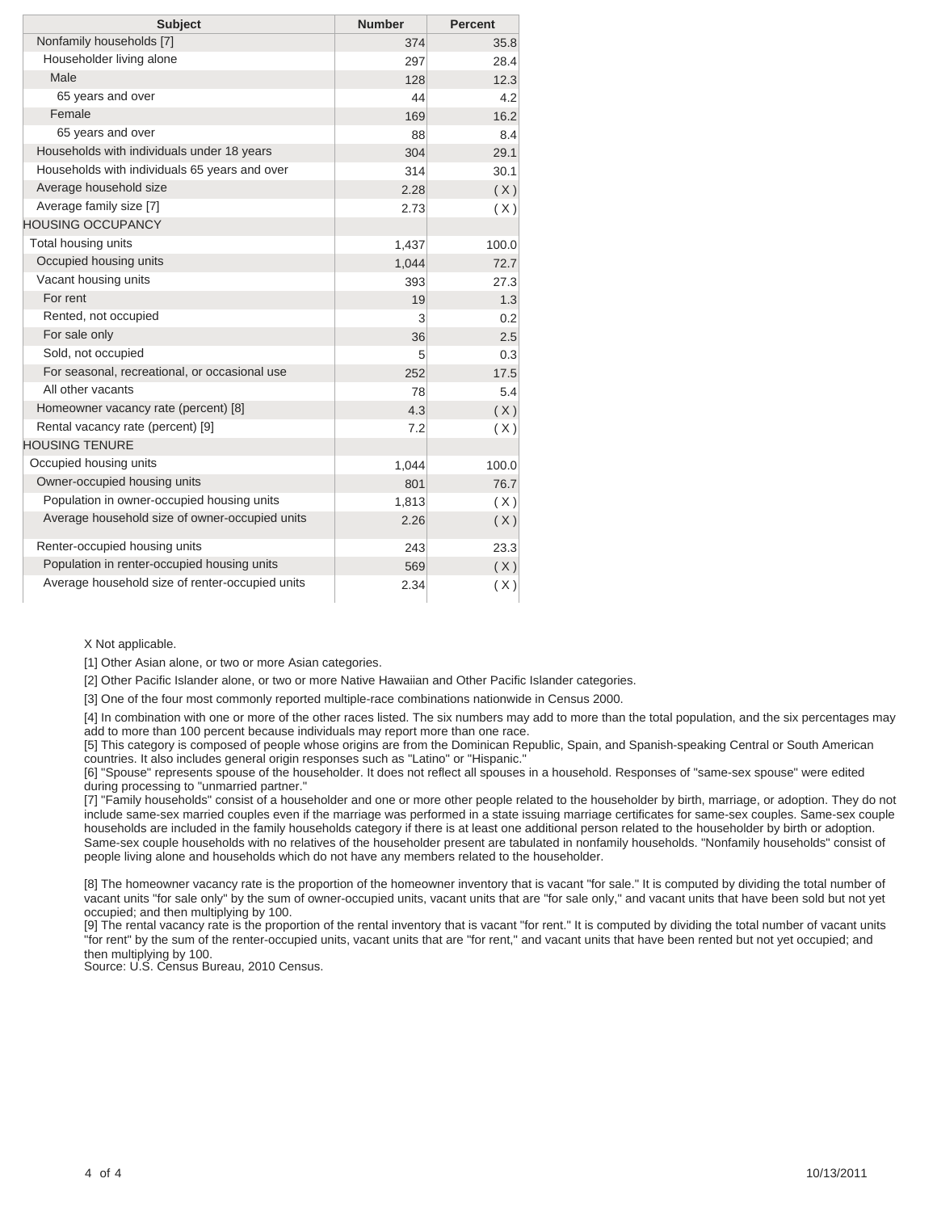| Subject | Number | Percent |
|---|---|---|
| Nonfamily households [7] | 374 | 35.8 |
| Householder living alone | 297 | 28.4 |
| Male | 128 | 12.3 |
| 65 years and over | 44 | 4.2 |
| Female | 169 | 16.2 |
| 65 years and over | 88 | 8.4 |
| Households with individuals under 18 years | 304 | 29.1 |
| Households with individuals 65 years and over | 314 | 30.1 |
| Average household size | 2.28 | ( X ) |
| Average family size [7] | 2.73 | ( X ) |
| HOUSING OCCUPANCY | | |
| Total housing units | 1,437 | 100.0 |
| Occupied housing units | 1,044 | 72.7 |
| Vacant housing units | 393 | 27.3 |
| For rent | 19 | 1.3 |
| Rented, not occupied | 3 | 0.2 |
| For sale only | 36 | 2.5 |
| Sold, not occupied | 5 | 0.3 |
| For seasonal, recreational, or occasional use | 252 | 17.5 |
| All other vacants | 78 | 5.4 |
| Homeowner vacancy rate (percent) [8] | 4.3 | ( X ) |
| Rental vacancy rate (percent) [9] | 7.2 | ( X ) |
| HOUSING TENURE | | |
| Occupied housing units | 1,044 | 100.0 |
| Owner-occupied housing units | 801 | 76.7 |
| Population in owner-occupied housing units | 1,813 | ( X ) |
| Average household size of owner-occupied units | 2.26 | ( X ) |
| Renter-occupied housing units | 243 | 23.3 |
| Population in renter-occupied housing units | 569 | ( X ) |
| Average household size of renter-occupied units | 2.34 | ( X ) |

X Not applicable.

[1] Other Asian alone, or two or more Asian categories.

[2] Other Pacific Islander alone, or two or more Native Hawaiian and Other Pacific Islander categories.

[3] One of the four most commonly reported multiple-race combinations nationwide in Census 2000.

[4] In combination with one or more of the other races listed. The six numbers may add to more than the total population, and the six percentages may add to more than 100 percent because individuals may report more than one race.

[5] This category is composed of people whose origins are from the Dominican Republic, Spain, and Spanish-speaking Central or South American countries. It also includes general origin responses such as "Latino" or "Hispanic."

[6] "Spouse" represents spouse of the householder. It does not reflect all spouses in a household. Responses of "same-sex spouse" were edited during processing to "unmarried partner."

[7] "Family households" consist of a householder and one or more other people related to the householder by birth, marriage, or adoption. They do not include same-sex married couples even if the marriage was performed in a state issuing marriage certificates for same-sex couples. Same-sex couple households are included in the family households category if there is at least one additional person related to the householder by birth or adoption. Same-sex couple households with no relatives of the householder present are tabulated in nonfamily households. "Nonfamily households" consist of people living alone and households which do not have any members related to the householder.

[8] The homeowner vacancy rate is the proportion of the homeowner inventory that is vacant "for sale." It is computed by dividing the total number of vacant units "for sale only" by the sum of owner-occupied units, vacant units that are "for sale only," and vacant units that have been sold but not yet occupied; and then multiplying by 100.

[9] The rental vacancy rate is the proportion of the rental inventory that is vacant "for rent." It is computed by dividing the total number of vacant units "for rent" by the sum of the renter-occupied units, vacant units that are "for rent," and vacant units that have been rented but not yet occupied; and then multiplying by 100.

Source: U.S. Census Bureau, 2010 Census.